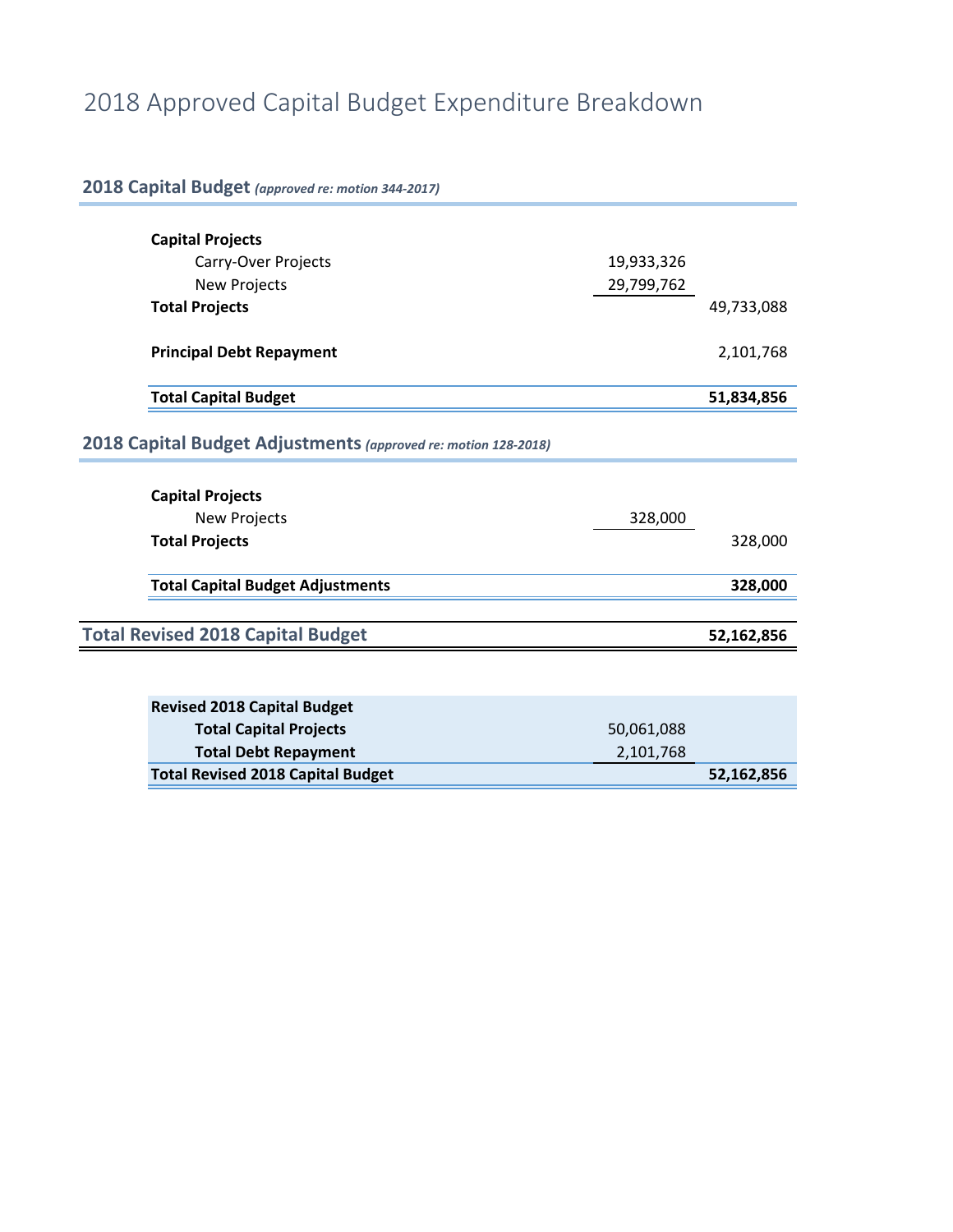# 2018 Approved Capital Budget Expenditure Breakdown

## 2018 Capital Budget *(approved re: motion 344-2017)*

| | | |
|---|---|---|
| **Capital Projects** | | |
| Carry-Over Projects | 19,933,326 | |
| New Projects | 29,799,762 | |
| **Total Projects** | | 49,733,088 |
| **Principal Debt Repayment** | | 2,101,768 |
| **Total Capital Budget** | | **51,834,856** |

## 2018 Capital Budget Adjustments *(approved re: motion 128-2018)*

| | | |
|---|---|---|
| **Capital Projects** | | |
| New Projects | 328,000 | |
| **Total Projects** | | 328,000 |
| **Total Capital Budget Adjustments** | | **328,000** |

## Total Revised 2018 Capital Budget — 52,162,856

| | | |
|---|---|---|
| **Revised 2018 Capital Budget** | | |
| **Total Capital Projects** | 50,061,088 | |
| **Total Debt Repayment** | 2,101,768 | |
| **Total Revised 2018 Capital Budget** | | **52,162,856** |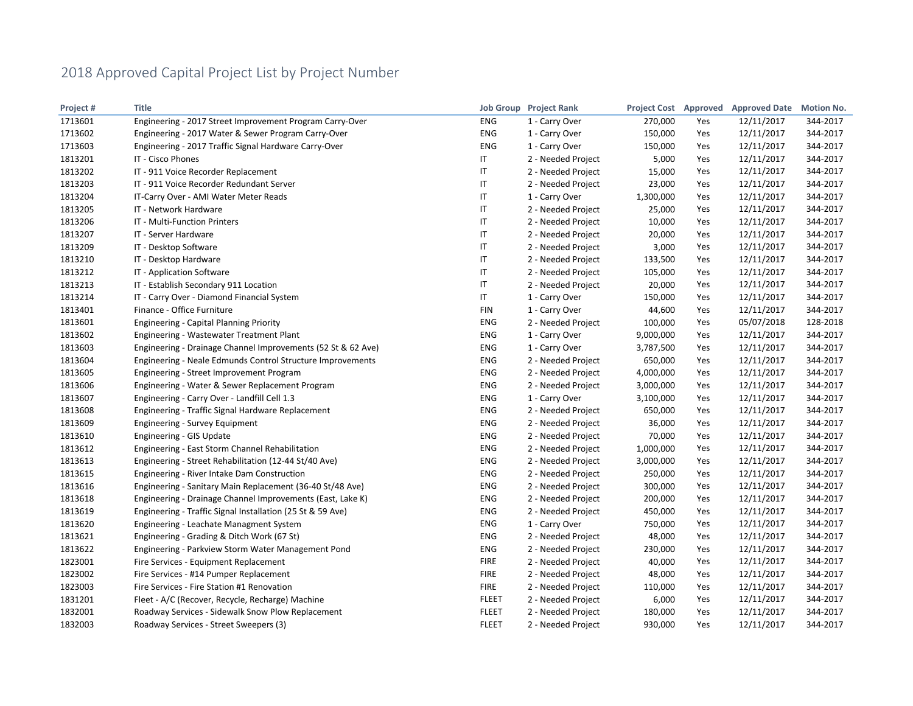# 2018 Approved Capital Project List by Project Number

| Project # | Title | Job Group | Project Rank | Project Cost | Approved | Approved Date | Motion No. |
|---|---|---|---|---|---|---|---|
| 1713601 | Engineering - 2017 Street Improvement Program Carry-Over | ENG | 1 - Carry Over | 270,000 | Yes | 12/11/2017 | 344-2017 |
| 1713602 | Engineering - 2017 Water & Sewer Program Carry-Over | ENG | 1 - Carry Over | 150,000 | Yes | 12/11/2017 | 344-2017 |
| 1713603 | Engineering - 2017 Traffic Signal Hardware Carry-Over | ENG | 1 - Carry Over | 150,000 | Yes | 12/11/2017 | 344-2017 |
| 1813201 | IT - Cisco Phones | IT | 2 - Needed Project | 5,000 | Yes | 12/11/2017 | 344-2017 |
| 1813202 | IT - 911 Voice Recorder Replacement | IT | 2 - Needed Project | 15,000 | Yes | 12/11/2017 | 344-2017 |
| 1813203 | IT - 911 Voice Recorder Redundant Server | IT | 2 - Needed Project | 23,000 | Yes | 12/11/2017 | 344-2017 |
| 1813204 | IT-Carry Over - AMI Water Meter Reads | IT | 1 - Carry Over | 1,300,000 | Yes | 12/11/2017 | 344-2017 |
| 1813205 | IT - Network Hardware | IT | 2 - Needed Project | 25,000 | Yes | 12/11/2017 | 344-2017 |
| 1813206 | IT - Multi-Function Printers | IT | 2 - Needed Project | 10,000 | Yes | 12/11/2017 | 344-2017 |
| 1813207 | IT - Server Hardware | IT | 2 - Needed Project | 20,000 | Yes | 12/11/2017 | 344-2017 |
| 1813209 | IT - Desktop Software | IT | 2 - Needed Project | 3,000 | Yes | 12/11/2017 | 344-2017 |
| 1813210 | IT - Desktop Hardware | IT | 2 - Needed Project | 133,500 | Yes | 12/11/2017 | 344-2017 |
| 1813212 | IT - Application Software | IT | 2 - Needed Project | 105,000 | Yes | 12/11/2017 | 344-2017 |
| 1813213 | IT - Establish Secondary 911 Location | IT | 2 - Needed Project | 20,000 | Yes | 12/11/2017 | 344-2017 |
| 1813214 | IT - Carry Over - Diamond Financial System | IT | 1 - Carry Over | 150,000 | Yes | 12/11/2017 | 344-2017 |
| 1813401 | Finance - Office Furniture | FIN | 1 - Carry Over | 44,600 | Yes | 12/11/2017 | 344-2017 |
| 1813601 | Engineering - Capital Planning Priority | ENG | 2 - Needed Project | 100,000 | Yes | 05/07/2018 | 128-2018 |
| 1813602 | Engineering - Wastewater Treatment Plant | ENG | 1 - Carry Over | 9,000,000 | Yes | 12/11/2017 | 344-2017 |
| 1813603 | Engineering - Drainage Channel Improvements (52 St & 62 Ave) | ENG | 1 - Carry Over | 3,787,500 | Yes | 12/11/2017 | 344-2017 |
| 1813604 | Engineering - Neale Edmunds Control Structure Improvements | ENG | 2 - Needed Project | 650,000 | Yes | 12/11/2017 | 344-2017 |
| 1813605 | Engineering - Street Improvement Program | ENG | 2 - Needed Project | 4,000,000 | Yes | 12/11/2017 | 344-2017 |
| 1813606 | Engineering - Water & Sewer Replacement Program | ENG | 2 - Needed Project | 3,000,000 | Yes | 12/11/2017 | 344-2017 |
| 1813607 | Engineering - Carry Over - Landfill Cell 1.3 | ENG | 1 - Carry Over | 3,100,000 | Yes | 12/11/2017 | 344-2017 |
| 1813608 | Engineering - Traffic Signal Hardware Replacement | ENG | 2 - Needed Project | 650,000 | Yes | 12/11/2017 | 344-2017 |
| 1813609 | Engineering - Survey Equipment | ENG | 2 - Needed Project | 36,000 | Yes | 12/11/2017 | 344-2017 |
| 1813610 | Engineering - GIS Update | ENG | 2 - Needed Project | 70,000 | Yes | 12/11/2017 | 344-2017 |
| 1813612 | Engineering - East Storm Channel Rehabilitation | ENG | 2 - Needed Project | 1,000,000 | Yes | 12/11/2017 | 344-2017 |
| 1813613 | Engineering - Street Rehabilitation (12-44 St/40 Ave) | ENG | 2 - Needed Project | 3,000,000 | Yes | 12/11/2017 | 344-2017 |
| 1813615 | Engineering - River Intake Dam Construction | ENG | 2 - Needed Project | 250,000 | Yes | 12/11/2017 | 344-2017 |
| 1813616 | Engineering - Sanitary Main Replacement (36-40 St/48 Ave) | ENG | 2 - Needed Project | 300,000 | Yes | 12/11/2017 | 344-2017 |
| 1813618 | Engineering - Drainage Channel Improvements (East, Lake K) | ENG | 2 - Needed Project | 200,000 | Yes | 12/11/2017 | 344-2017 |
| 1813619 | Engineering - Traffic Signal Installation (25 St & 59 Ave) | ENG | 2 - Needed Project | 450,000 | Yes | 12/11/2017 | 344-2017 |
| 1813620 | Engineering - Leachate Managment System | ENG | 1 - Carry Over | 750,000 | Yes | 12/11/2017 | 344-2017 |
| 1813621 | Engineering - Grading & Ditch Work (67 St) | ENG | 2 - Needed Project | 48,000 | Yes | 12/11/2017 | 344-2017 |
| 1813622 | Engineering - Parkview Storm Water Management Pond | ENG | 2 - Needed Project | 230,000 | Yes | 12/11/2017 | 344-2017 |
| 1823001 | Fire Services - Equipment Replacement | FIRE | 2 - Needed Project | 40,000 | Yes | 12/11/2017 | 344-2017 |
| 1823002 | Fire Services - #14 Pumper Replacement | FIRE | 2 - Needed Project | 48,000 | Yes | 12/11/2017 | 344-2017 |
| 1823003 | Fire Services - Fire Station #1 Renovation | FIRE | 2 - Needed Project | 110,000 | Yes | 12/11/2017 | 344-2017 |
| 1831201 | Fleet - A/C (Recover, Recycle, Recharge) Machine | FLEET | 2 - Needed Project | 6,000 | Yes | 12/11/2017 | 344-2017 |
| 1832001 | Roadway Services - Sidewalk Snow Plow Replacement | FLEET | 2 - Needed Project | 180,000 | Yes | 12/11/2017 | 344-2017 |
| 1832003 | Roadway Services - Street Sweepers (3) | FLEET | 2 - Needed Project | 930,000 | Yes | 12/11/2017 | 344-2017 |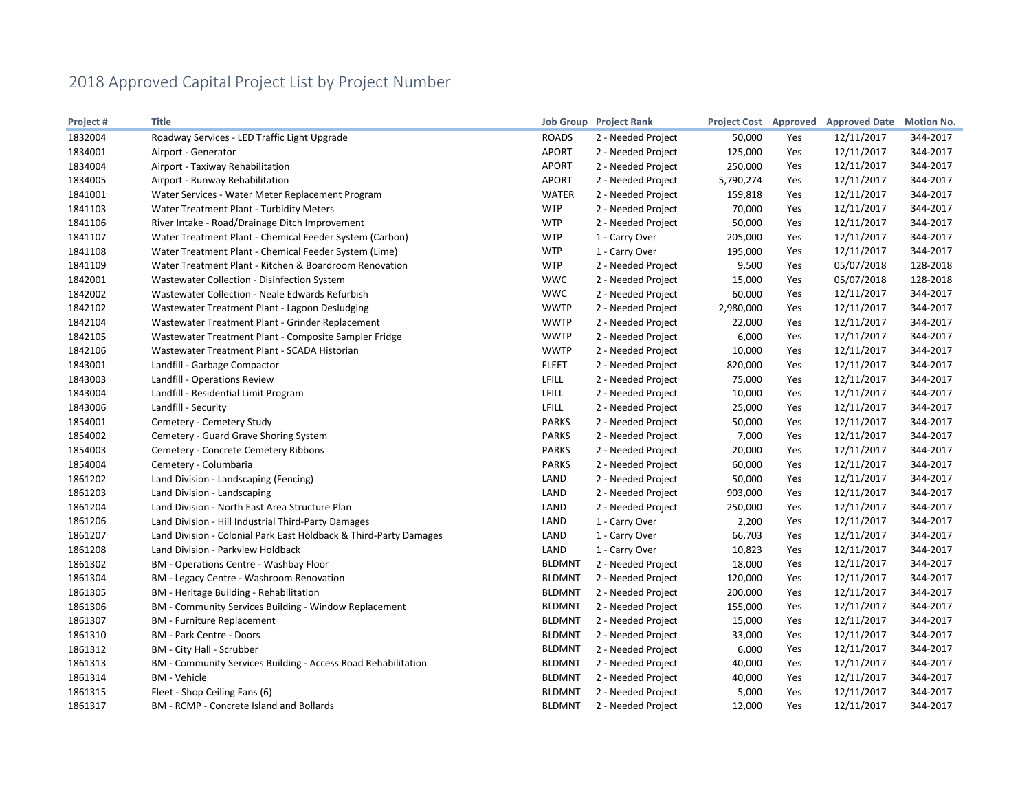# 2018 Approved Capital Project List by Project Number

| Project # | Title | Job Group | Project Rank | Project Cost | Approved | Approved Date | Motion No. |
|---|---|---|---|---|---|---|---|
| 1832004 | Roadway Services - LED Traffic Light Upgrade | ROADS | 2 - Needed Project | 50,000 | Yes | 12/11/2017 | 344-2017 |
| 1834001 | Airport - Generator | APORT | 2 - Needed Project | 125,000 | Yes | 12/11/2017 | 344-2017 |
| 1834004 | Airport - Taxiway Rehabilitation | APORT | 2 - Needed Project | 250,000 | Yes | 12/11/2017 | 344-2017 |
| 1834005 | Airport - Runway Rehabilitation | APORT | 2 - Needed Project | 5,790,274 | Yes | 12/11/2017 | 344-2017 |
| 1841001 | Water Services - Water Meter Replacement Program | WATER | 2 - Needed Project | 159,818 | Yes | 12/11/2017 | 344-2017 |
| 1841103 | Water Treatment Plant - Turbidity Meters | WTP | 2 - Needed Project | 70,000 | Yes | 12/11/2017 | 344-2017 |
| 1841106 | River Intake - Road/Drainage Ditch Improvement | WTP | 2 - Needed Project | 50,000 | Yes | 12/11/2017 | 344-2017 |
| 1841107 | Water Treatment Plant - Chemical Feeder System (Carbon) | WTP | 1 - Carry Over | 205,000 | Yes | 12/11/2017 | 344-2017 |
| 1841108 | Water Treatment Plant - Chemical Feeder System (Lime) | WTP | 1 - Carry Over | 195,000 | Yes | 12/11/2017 | 344-2017 |
| 1841109 | Water Treatment Plant - Kitchen & Boardroom Renovation | WTP | 2 - Needed Project | 9,500 | Yes | 05/07/2018 | 128-2018 |
| 1842001 | Wastewater Collection - Disinfection System | WWC | 2 - Needed Project | 15,000 | Yes | 05/07/2018 | 128-2018 |
| 1842002 | Wastewater Collection - Neale Edwards Refurbish | WWC | 2 - Needed Project | 60,000 | Yes | 12/11/2017 | 344-2017 |
| 1842102 | Wastewater Treatment Plant - Lagoon Desludging | WWTP | 2 - Needed Project | 2,980,000 | Yes | 12/11/2017 | 344-2017 |
| 1842104 | Wastewater Treatment Plant - Grinder Replacement | WWTP | 2 - Needed Project | 22,000 | Yes | 12/11/2017 | 344-2017 |
| 1842105 | Wastewater Treatment Plant - Composite Sampler Fridge | WWTP | 2 - Needed Project | 6,000 | Yes | 12/11/2017 | 344-2017 |
| 1842106 | Wastewater Treatment Plant - SCADA Historian | WWTP | 2 - Needed Project | 10,000 | Yes | 12/11/2017 | 344-2017 |
| 1843001 | Landfill - Garbage Compactor | FLEET | 2 - Needed Project | 820,000 | Yes | 12/11/2017 | 344-2017 |
| 1843003 | Landfill - Operations Review | LFILL | 2 - Needed Project | 75,000 | Yes | 12/11/2017 | 344-2017 |
| 1843004 | Landfill - Residential Limit Program | LFILL | 2 - Needed Project | 10,000 | Yes | 12/11/2017 | 344-2017 |
| 1843006 | Landfill - Security | LFILL | 2 - Needed Project | 25,000 | Yes | 12/11/2017 | 344-2017 |
| 1854001 | Cemetery - Cemetery Study | PARKS | 2 - Needed Project | 50,000 | Yes | 12/11/2017 | 344-2017 |
| 1854002 | Cemetery - Guard Grave Shoring System | PARKS | 2 - Needed Project | 7,000 | Yes | 12/11/2017 | 344-2017 |
| 1854003 | Cemetery - Concrete Cemetery Ribbons | PARKS | 2 - Needed Project | 20,000 | Yes | 12/11/2017 | 344-2017 |
| 1854004 | Cemetery - Columbaria | PARKS | 2 - Needed Project | 60,000 | Yes | 12/11/2017 | 344-2017 |
| 1861202 | Land Division - Landscaping (Fencing) | LAND | 2 - Needed Project | 50,000 | Yes | 12/11/2017 | 344-2017 |
| 1861203 | Land Division - Landscaping | LAND | 2 - Needed Project | 903,000 | Yes | 12/11/2017 | 344-2017 |
| 1861204 | Land Division - North East Area Structure Plan | LAND | 2 - Needed Project | 250,000 | Yes | 12/11/2017 | 344-2017 |
| 1861206 | Land Division - Hill Industrial Third-Party Damages | LAND | 1 - Carry Over | 2,200 | Yes | 12/11/2017 | 344-2017 |
| 1861207 | Land Division - Colonial Park East Holdback & Third-Party Damages | LAND | 1 - Carry Over | 66,703 | Yes | 12/11/2017 | 344-2017 |
| 1861208 | Land Division - Parkview Holdback | LAND | 1 - Carry Over | 10,823 | Yes | 12/11/2017 | 344-2017 |
| 1861302 | BM - Operations Centre - Washbay Floor | BLDMNT | 2 - Needed Project | 18,000 | Yes | 12/11/2017 | 344-2017 |
| 1861304 | BM - Legacy Centre - Washroom Renovation | BLDMNT | 2 - Needed Project | 120,000 | Yes | 12/11/2017 | 344-2017 |
| 1861305 | BM - Heritage Building - Rehabilitation | BLDMNT | 2 - Needed Project | 200,000 | Yes | 12/11/2017 | 344-2017 |
| 1861306 | BM - Community Services Building - Window Replacement | BLDMNT | 2 - Needed Project | 155,000 | Yes | 12/11/2017 | 344-2017 |
| 1861307 | BM - Furniture Replacement | BLDMNT | 2 - Needed Project | 15,000 | Yes | 12/11/2017 | 344-2017 |
| 1861310 | BM - Park Centre - Doors | BLDMNT | 2 - Needed Project | 33,000 | Yes | 12/11/2017 | 344-2017 |
| 1861312 | BM - City Hall - Scrubber | BLDMNT | 2 - Needed Project | 6,000 | Yes | 12/11/2017 | 344-2017 |
| 1861313 | BM - Community Services Building - Access Road Rehabilitation | BLDMNT | 2 - Needed Project | 40,000 | Yes | 12/11/2017 | 344-2017 |
| 1861314 | BM - Vehicle | BLDMNT | 2 - Needed Project | 40,000 | Yes | 12/11/2017 | 344-2017 |
| 1861315 | Fleet - Shop Ceiling Fans (6) | BLDMNT | 2 - Needed Project | 5,000 | Yes | 12/11/2017 | 344-2017 |
| 1861317 | BM - RCMP - Concrete Island and Bollards | BLDMNT | 2 - Needed Project | 12,000 | Yes | 12/11/2017 | 344-2017 |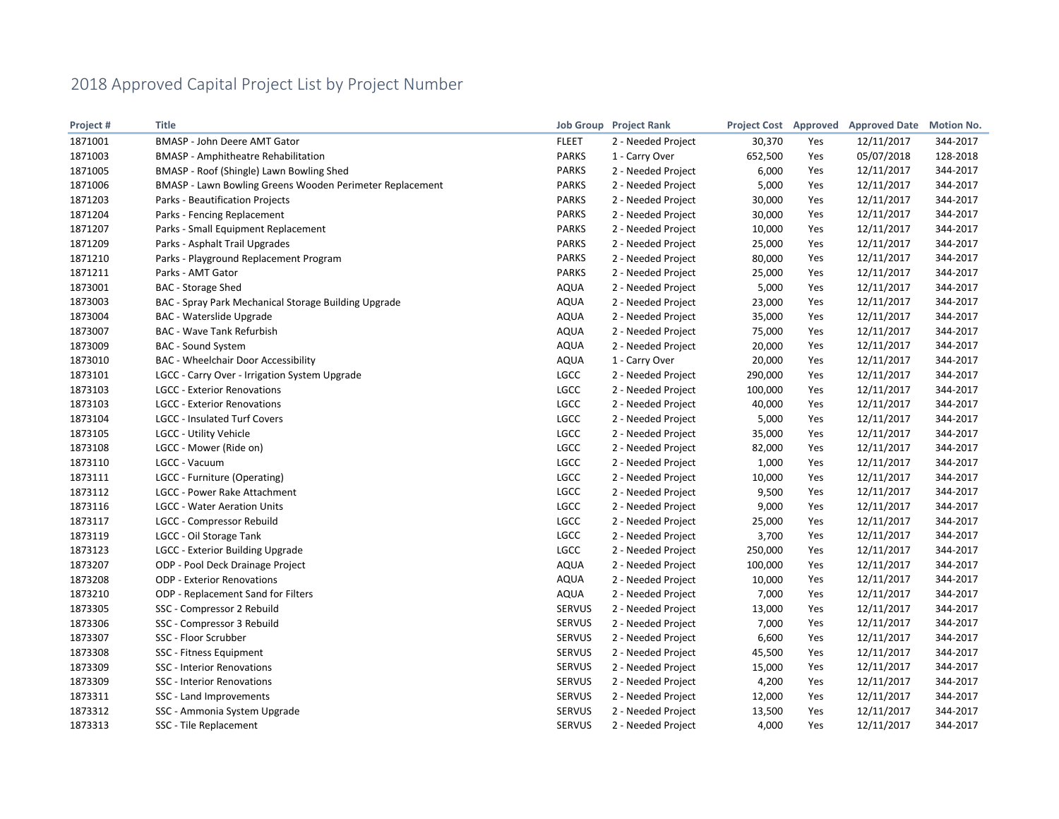# 2018 Approved Capital Project List by Project Number

| Project # | Title | Job Group | Project Rank | Project Cost | Approved | Approved Date | Motion No. |
|---|---|---|---|---|---|---|---|
| 1871001 | BMASP - John Deere AMT Gator | FLEET | 2 - Needed Project | 30,370 | Yes | 12/11/2017 | 344-2017 |
| 1871003 | BMASP - Amphitheatre Rehabilitation | PARKS | 1 - Carry Over | 652,500 | Yes | 05/07/2018 | 128-2018 |
| 1871005 | BMASP - Roof (Shingle) Lawn Bowling Shed | PARKS | 2 - Needed Project | 6,000 | Yes | 12/11/2017 | 344-2017 |
| 1871006 | BMASP - Lawn Bowling Greens Wooden Perimeter Replacement | PARKS | 2 - Needed Project | 5,000 | Yes | 12/11/2017 | 344-2017 |
| 1871203 | Parks - Beautification Projects | PARKS | 2 - Needed Project | 30,000 | Yes | 12/11/2017 | 344-2017 |
| 1871204 | Parks - Fencing Replacement | PARKS | 2 - Needed Project | 30,000 | Yes | 12/11/2017 | 344-2017 |
| 1871207 | Parks - Small Equipment Replacement | PARKS | 2 - Needed Project | 10,000 | Yes | 12/11/2017 | 344-2017 |
| 1871209 | Parks - Asphalt Trail Upgrades | PARKS | 2 - Needed Project | 25,000 | Yes | 12/11/2017 | 344-2017 |
| 1871210 | Parks - Playground Replacement Program | PARKS | 2 - Needed Project | 80,000 | Yes | 12/11/2017 | 344-2017 |
| 1871211 | Parks - AMT Gator | PARKS | 2 - Needed Project | 25,000 | Yes | 12/11/2017 | 344-2017 |
| 1873001 | BAC - Storage Shed | AQUA | 2 - Needed Project | 5,000 | Yes | 12/11/2017 | 344-2017 |
| 1873003 | BAC - Spray Park Mechanical Storage Building Upgrade | AQUA | 2 - Needed Project | 23,000 | Yes | 12/11/2017 | 344-2017 |
| 1873004 | BAC - Waterslide Upgrade | AQUA | 2 - Needed Project | 35,000 | Yes | 12/11/2017 | 344-2017 |
| 1873007 | BAC - Wave Tank Refurbish | AQUA | 2 - Needed Project | 75,000 | Yes | 12/11/2017 | 344-2017 |
| 1873009 | BAC - Sound System | AQUA | 2 - Needed Project | 20,000 | Yes | 12/11/2017 | 344-2017 |
| 1873010 | BAC - Wheelchair Door Accessibility | AQUA | 1 - Carry Over | 20,000 | Yes | 12/11/2017 | 344-2017 |
| 1873101 | LGCC - Carry Over - Irrigation System Upgrade | LGCC | 2 - Needed Project | 290,000 | Yes | 12/11/2017 | 344-2017 |
| 1873103 | LGCC - Exterior Renovations | LGCC | 2 - Needed Project | 100,000 | Yes | 12/11/2017 | 344-2017 |
| 1873103 | LGCC - Exterior Renovations | LGCC | 2 - Needed Project | 40,000 | Yes | 12/11/2017 | 344-2017 |
| 1873104 | LGCC - Insulated Turf Covers | LGCC | 2 - Needed Project | 5,000 | Yes | 12/11/2017 | 344-2017 |
| 1873105 | LGCC - Utility Vehicle | LGCC | 2 - Needed Project | 35,000 | Yes | 12/11/2017 | 344-2017 |
| 1873108 | LGCC - Mower (Ride on) | LGCC | 2 - Needed Project | 82,000 | Yes | 12/11/2017 | 344-2017 |
| 1873110 | LGCC - Vacuum | LGCC | 2 - Needed Project | 1,000 | Yes | 12/11/2017 | 344-2017 |
| 1873111 | LGCC - Furniture (Operating) | LGCC | 2 - Needed Project | 10,000 | Yes | 12/11/2017 | 344-2017 |
| 1873112 | LGCC - Power Rake Attachment | LGCC | 2 - Needed Project | 9,500 | Yes | 12/11/2017 | 344-2017 |
| 1873116 | LGCC - Water Aeration Units | LGCC | 2 - Needed Project | 9,000 | Yes | 12/11/2017 | 344-2017 |
| 1873117 | LGCC - Compressor Rebuild | LGCC | 2 - Needed Project | 25,000 | Yes | 12/11/2017 | 344-2017 |
| 1873119 | LGCC - Oil Storage Tank | LGCC | 2 - Needed Project | 3,700 | Yes | 12/11/2017 | 344-2017 |
| 1873123 | LGCC - Exterior Building Upgrade | LGCC | 2 - Needed Project | 250,000 | Yes | 12/11/2017 | 344-2017 |
| 1873207 | ODP - Pool Deck Drainage Project | AQUA | 2 - Needed Project | 100,000 | Yes | 12/11/2017 | 344-2017 |
| 1873208 | ODP - Exterior Renovations | AQUA | 2 - Needed Project | 10,000 | Yes | 12/11/2017 | 344-2017 |
| 1873210 | ODP - Replacement Sand for Filters | AQUA | 2 - Needed Project | 7,000 | Yes | 12/11/2017 | 344-2017 |
| 1873305 | SSC - Compressor 2 Rebuild | SERVUS | 2 - Needed Project | 13,000 | Yes | 12/11/2017 | 344-2017 |
| 1873306 | SSC - Compressor 3 Rebuild | SERVUS | 2 - Needed Project | 7,000 | Yes | 12/11/2017 | 344-2017 |
| 1873307 | SSC - Floor Scrubber | SERVUS | 2 - Needed Project | 6,600 | Yes | 12/11/2017 | 344-2017 |
| 1873308 | SSC - Fitness Equipment | SERVUS | 2 - Needed Project | 45,500 | Yes | 12/11/2017 | 344-2017 |
| 1873309 | SSC - Interior Renovations | SERVUS | 2 - Needed Project | 15,000 | Yes | 12/11/2017 | 344-2017 |
| 1873309 | SSC - Interior Renovations | SERVUS | 2 - Needed Project | 4,200 | Yes | 12/11/2017 | 344-2017 |
| 1873311 | SSC - Land Improvements | SERVUS | 2 - Needed Project | 12,000 | Yes | 12/11/2017 | 344-2017 |
| 1873312 | SSC - Ammonia System Upgrade | SERVUS | 2 - Needed Project | 13,500 | Yes | 12/11/2017 | 344-2017 |
| 1873313 | SSC - Tile Replacement | SERVUS | 2 - Needed Project | 4,000 | Yes | 12/11/2017 | 344-2017 |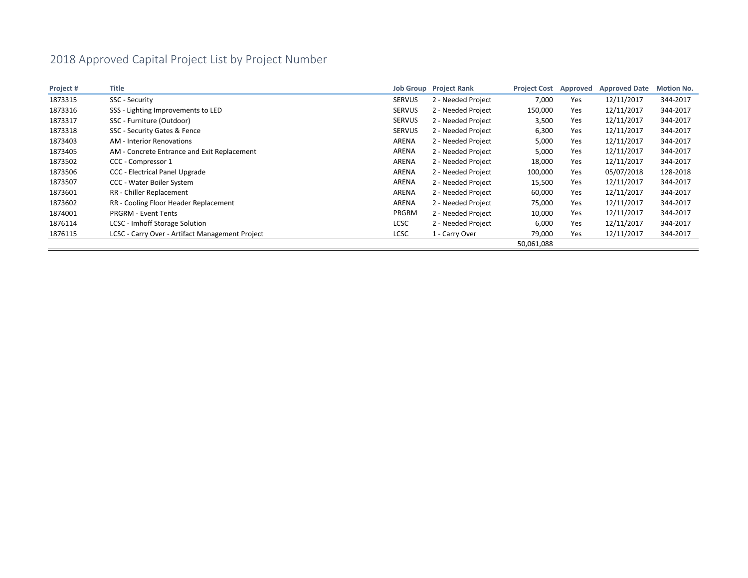# 2018 Approved Capital Project List by Project Number

| Project # | Title | Job Group | Project Rank | Project Cost | Approved | Approved Date | Motion No. |
|---|---|---|---|---|---|---|---|
| 1873315 | SSC - Security | SERVUS | 2 - Needed Project | 7,000 | Yes | 12/11/2017 | 344-2017 |
| 1873316 | SSS - Lighting Improvements to LED | SERVUS | 2 - Needed Project | 150,000 | Yes | 12/11/2017 | 344-2017 |
| 1873317 | SSC - Furniture (Outdoor) | SERVUS | 2 - Needed Project | 3,500 | Yes | 12/11/2017 | 344-2017 |
| 1873318 | SSC - Security Gates & Fence | SERVUS | 2 - Needed Project | 6,300 | Yes | 12/11/2017 | 344-2017 |
| 1873403 | AM - Interior Renovations | ARENA | 2 - Needed Project | 5,000 | Yes | 12/11/2017 | 344-2017 |
| 1873405 | AM - Concrete Entrance and Exit Replacement | ARENA | 2 - Needed Project | 5,000 | Yes | 12/11/2017 | 344-2017 |
| 1873502 | CCC - Compressor 1 | ARENA | 2 - Needed Project | 18,000 | Yes | 12/11/2017 | 344-2017 |
| 1873506 | CCC - Electrical Panel Upgrade | ARENA | 2 - Needed Project | 100,000 | Yes | 05/07/2018 | 128-2018 |
| 1873507 | CCC - Water Boiler System | ARENA | 2 - Needed Project | 15,500 | Yes | 12/11/2017 | 344-2017 |
| 1873601 | RR - Chiller Replacement | ARENA | 2 - Needed Project | 60,000 | Yes | 12/11/2017 | 344-2017 |
| 1873602 | RR - Cooling Floor Header Replacement | ARENA | 2 - Needed Project | 75,000 | Yes | 12/11/2017 | 344-2017 |
| 1874001 | PRGRM - Event Tents | PRGRM | 2 - Needed Project | 10,000 | Yes | 12/11/2017 | 344-2017 |
| 1876114 | LCSC - Imhoff Storage Solution | LCSC | 2 - Needed Project | 6,000 | Yes | 12/11/2017 | 344-2017 |
| 1876115 | LCSC - Carry Over - Artifact Management Project | LCSC | 1 - Carry Over | 79,000 | Yes | 12/11/2017 | 344-2017 |
| | | | | 50,061,088 | | | |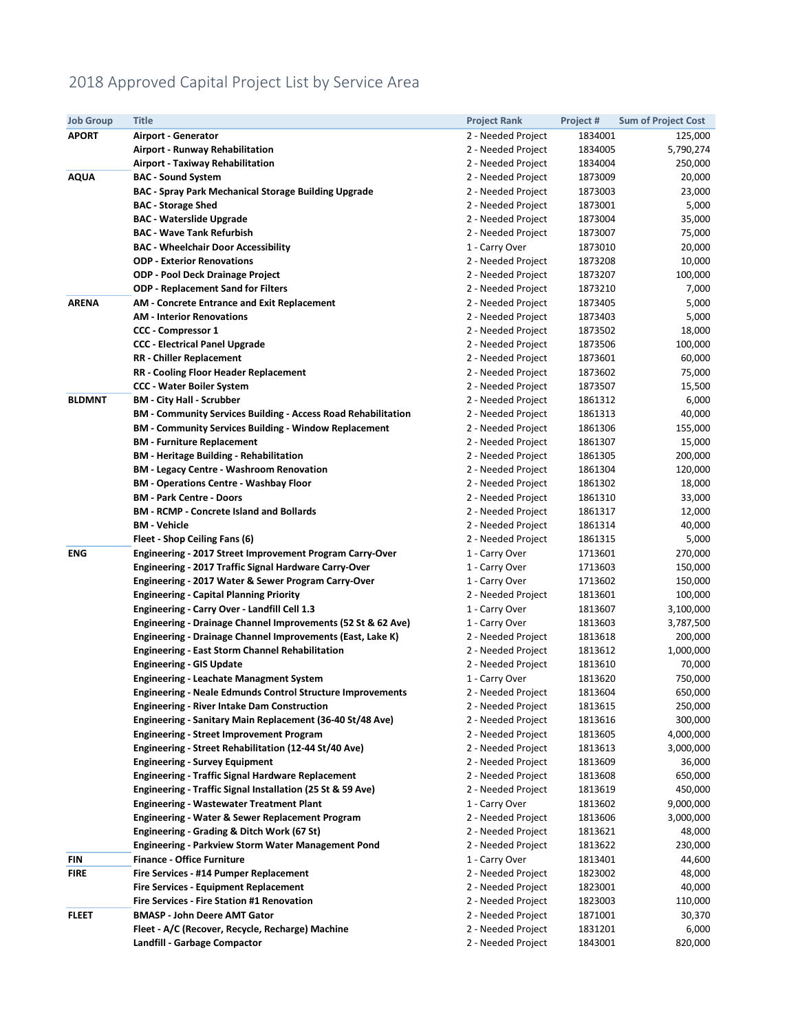# 2018 Approved Capital Project List by Service Area

| Job Group | Title | Project Rank | Project # | Sum of Project Cost |
|---|---|---|---|---|
| **APORT** | **Airport - Generator** | 2 - Needed Project | 1834001 | 125,000 |
| | **Airport - Runway Rehabilitation** | 2 - Needed Project | 1834005 | 5,790,274 |
| | **Airport - Taxiway Rehabilitation** | 2 - Needed Project | 1834004 | 250,000 |
| **AQUA** | **BAC - Sound System** | 2 - Needed Project | 1873009 | 20,000 |
| | **BAC - Spray Park Mechanical Storage Building Upgrade** | 2 - Needed Project | 1873003 | 23,000 |
| | **BAC - Storage Shed** | 2 - Needed Project | 1873001 | 5,000 |
| | **BAC - Waterslide Upgrade** | 2 - Needed Project | 1873004 | 35,000 |
| | **BAC - Wave Tank Refurbish** | 2 - Needed Project | 1873007 | 75,000 |
| | **BAC - Wheelchair Door Accessibility** | 1 - Carry Over | 1873010 | 20,000 |
| | **ODP - Exterior Renovations** | 2 - Needed Project | 1873208 | 10,000 |
| | **ODP - Pool Deck Drainage Project** | 2 - Needed Project | 1873207 | 100,000 |
| | **ODP - Replacement Sand for Filters** | 2 - Needed Project | 1873210 | 7,000 |
| **ARENA** | **AM - Concrete Entrance and Exit Replacement** | 2 - Needed Project | 1873405 | 5,000 |
| | **AM - Interior Renovations** | 2 - Needed Project | 1873403 | 5,000 |
| | **CCC - Compressor 1** | 2 - Needed Project | 1873502 | 18,000 |
| | **CCC - Electrical Panel Upgrade** | 2 - Needed Project | 1873506 | 100,000 |
| | **RR - Chiller Replacement** | 2 - Needed Project | 1873601 | 60,000 |
| | **RR - Cooling Floor Header Replacement** | 2 - Needed Project | 1873602 | 75,000 |
| | **CCC - Water Boiler System** | 2 - Needed Project | 1873507 | 15,500 |
| **BLDMNT** | **BM - City Hall - Scrubber** | 2 - Needed Project | 1861312 | 6,000 |
| | **BM - Community Services Building - Access Road Rehabilitation** | 2 - Needed Project | 1861313 | 40,000 |
| | **BM - Community Services Building - Window Replacement** | 2 - Needed Project | 1861306 | 155,000 |
| | **BM - Furniture Replacement** | 2 - Needed Project | 1861307 | 15,000 |
| | **BM - Heritage Building - Rehabilitation** | 2 - Needed Project | 1861305 | 200,000 |
| | **BM - Legacy Centre - Washroom Renovation** | 2 - Needed Project | 1861304 | 120,000 |
| | **BM - Operations Centre - Washbay Floor** | 2 - Needed Project | 1861302 | 18,000 |
| | **BM - Park Centre - Doors** | 2 - Needed Project | 1861310 | 33,000 |
| | **BM - RCMP - Concrete Island and Bollards** | 2 - Needed Project | 1861317 | 12,000 |
| | **BM - Vehicle** | 2 - Needed Project | 1861314 | 40,000 |
| | **Fleet - Shop Ceiling Fans (6)** | 2 - Needed Project | 1861315 | 5,000 |
| **ENG** | **Engineering - 2017 Street Improvement Program Carry-Over** | 1 - Carry Over | 1713601 | 270,000 |
| | **Engineering - 2017 Traffic Signal Hardware Carry-Over** | 1 - Carry Over | 1713603 | 150,000 |
| | **Engineering - 2017 Water & Sewer Program Carry-Over** | 1 - Carry Over | 1713602 | 150,000 |
| | **Engineering - Capital Planning Priority** | 2 - Needed Project | 1813601 | 100,000 |
| | **Engineering - Carry Over - Landfill Cell 1.3** | 1 - Carry Over | 1813607 | 3,100,000 |
| | **Engineering - Drainage Channel Improvements (52 St & 62 Ave)** | 1 - Carry Over | 1813603 | 3,787,500 |
| | **Engineering - Drainage Channel Improvements (East, Lake K)** | 2 - Needed Project | 1813618 | 200,000 |
| | **Engineering - East Storm Channel Rehabilitation** | 2 - Needed Project | 1813612 | 1,000,000 |
| | **Engineering - GIS Update** | 2 - Needed Project | 1813610 | 70,000 |
| | **Engineering - Leachate Managment System** | 1 - Carry Over | 1813620 | 750,000 |
| | **Engineering - Neale Edmunds Control Structure Improvements** | 2 - Needed Project | 1813604 | 650,000 |
| | **Engineering - River Intake Dam Construction** | 2 - Needed Project | 1813615 | 250,000 |
| | **Engineering - Sanitary Main Replacement (36-40 St/48 Ave)** | 2 - Needed Project | 1813616 | 300,000 |
| | **Engineering - Street Improvement Program** | 2 - Needed Project | 1813605 | 4,000,000 |
| | **Engineering - Street Rehabilitation (12-44 St/40 Ave)** | 2 - Needed Project | 1813613 | 3,000,000 |
| | **Engineering - Survey Equipment** | 2 - Needed Project | 1813609 | 36,000 |
| | **Engineering - Traffic Signal Hardware Replacement** | 2 - Needed Project | 1813608 | 650,000 |
| | **Engineering - Traffic Signal Installation (25 St & 59 Ave)** | 2 - Needed Project | 1813619 | 450,000 |
| | **Engineering - Wastewater Treatment Plant** | 1 - Carry Over | 1813602 | 9,000,000 |
| | **Engineering - Water & Sewer Replacement Program** | 2 - Needed Project | 1813606 | 3,000,000 |
| | **Engineering - Grading & Ditch Work (67 St)** | 2 - Needed Project | 1813621 | 48,000 |
| | **Engineering - Parkview Storm Water Management Pond** | 2 - Needed Project | 1813622 | 230,000 |
| **FIN** | **Finance - Office Furniture** | 1 - Carry Over | 1813401 | 44,600 |
| **FIRE** | **Fire Services - #14 Pumper Replacement** | 2 - Needed Project | 1823002 | 48,000 |
| | **Fire Services - Equipment Replacement** | 2 - Needed Project | 1823001 | 40,000 |
| | **Fire Services - Fire Station #1 Renovation** | 2 - Needed Project | 1823003 | 110,000 |
| **FLEET** | **BMASP - John Deere AMT Gator** | 2 - Needed Project | 1871001 | 30,370 |
| | **Fleet - A/C (Recover, Recycle, Recharge) Machine** | 2 - Needed Project | 1831201 | 6,000 |
| | **Landfill - Garbage Compactor** | 2 - Needed Project | 1843001 | 820,000 |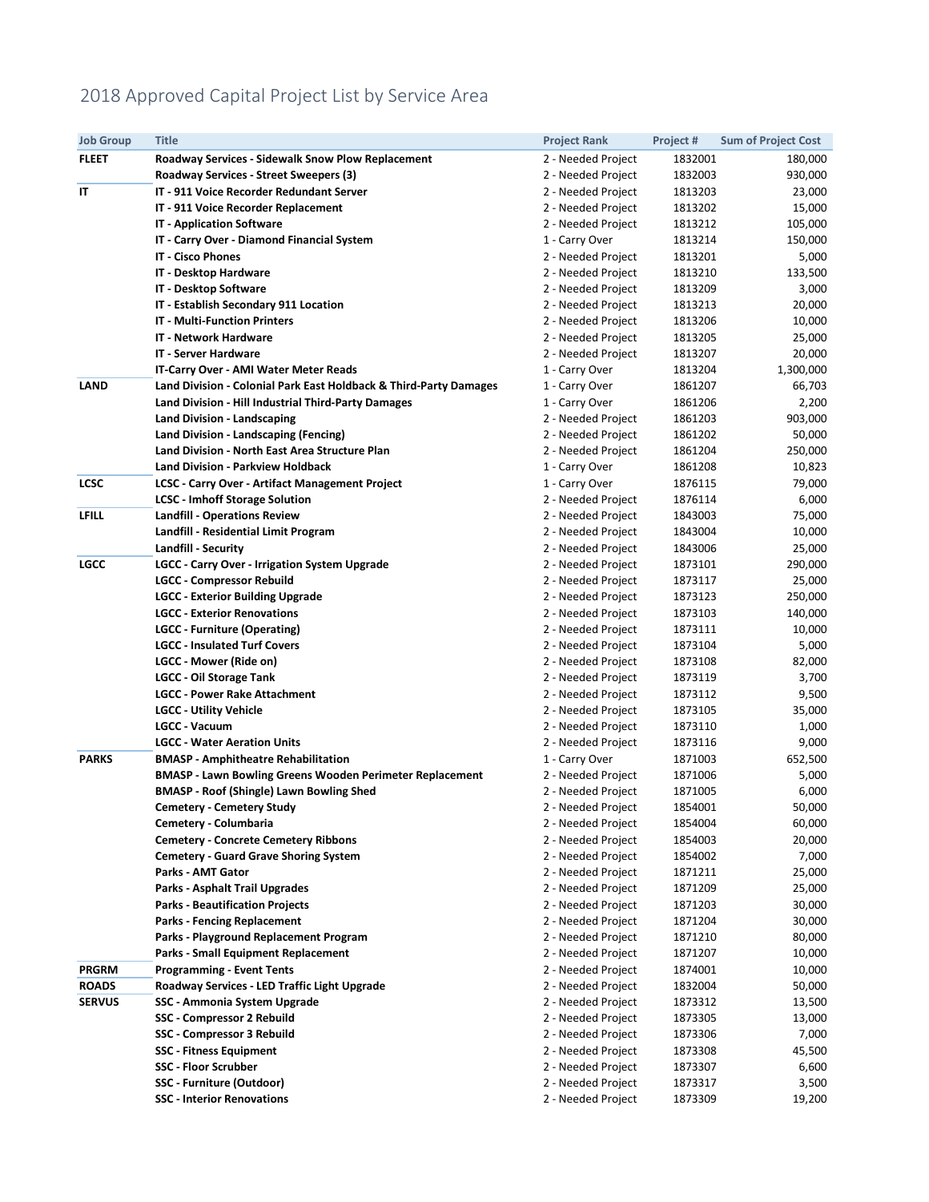# 2018 Approved Capital Project List by Service Area

| Job Group | Title | Project Rank | Project # | Sum of Project Cost |
|---|---|---|---|---|
| **FLEET** | **Roadway Services - Sidewalk Snow Plow Replacement** | 2 - Needed Project | 1832001 | 180,000 |
| | **Roadway Services - Street Sweepers (3)** | 2 - Needed Project | 1832003 | 930,000 |
| **IT** | **IT - 911 Voice Recorder Redundant Server** | 2 - Needed Project | 1813203 | 23,000 |
| | **IT - 911 Voice Recorder Replacement** | 2 - Needed Project | 1813202 | 15,000 |
| | **IT - Application Software** | 2 - Needed Project | 1813212 | 105,000 |
| | **IT - Carry Over - Diamond Financial System** | 1 - Carry Over | 1813214 | 150,000 |
| | **IT - Cisco Phones** | 2 - Needed Project | 1813201 | 5,000 |
| | **IT - Desktop Hardware** | 2 - Needed Project | 1813210 | 133,500 |
| | **IT - Desktop Software** | 2 - Needed Project | 1813209 | 3,000 |
| | **IT - Establish Secondary 911 Location** | 2 - Needed Project | 1813213 | 20,000 |
| | **IT - Multi-Function Printers** | 2 - Needed Project | 1813206 | 10,000 |
| | **IT - Network Hardware** | 2 - Needed Project | 1813205 | 25,000 |
| | **IT - Server Hardware** | 2 - Needed Project | 1813207 | 20,000 |
| | **IT-Carry Over - AMI Water Meter Reads** | 1 - Carry Over | 1813204 | 1,300,000 |
| **LAND** | **Land Division - Colonial Park East Holdback & Third-Party Damages** | 1 - Carry Over | 1861207 | 66,703 |
| | **Land Division - Hill Industrial Third-Party Damages** | 1 - Carry Over | 1861206 | 2,200 |
| | **Land Division - Landscaping** | 2 - Needed Project | 1861203 | 903,000 |
| | **Land Division - Landscaping (Fencing)** | 2 - Needed Project | 1861202 | 50,000 |
| | **Land Division - North East Area Structure Plan** | 2 - Needed Project | 1861204 | 250,000 |
| | **Land Division - Parkview Holdback** | 1 - Carry Over | 1861208 | 10,823 |
| **LCSC** | **LCSC - Carry Over - Artifact Management Project** | 1 - Carry Over | 1876115 | 79,000 |
| | **LCSC - Imhoff Storage Solution** | 2 - Needed Project | 1876114 | 6,000 |
| **LFILL** | **Landfill - Operations Review** | 2 - Needed Project | 1843003 | 75,000 |
| | **Landfill - Residential Limit Program** | 2 - Needed Project | 1843004 | 10,000 |
| | **Landfill - Security** | 2 - Needed Project | 1843006 | 25,000 |
| **LGCC** | **LGCC - Carry Over - Irrigation System Upgrade** | 2 - Needed Project | 1873101 | 290,000 |
| | **LGCC - Compressor Rebuild** | 2 - Needed Project | 1873117 | 25,000 |
| | **LGCC - Exterior Building Upgrade** | 2 - Needed Project | 1873123 | 250,000 |
| | **LGCC - Exterior Renovations** | 2 - Needed Project | 1873103 | 140,000 |
| | **LGCC - Furniture (Operating)** | 2 - Needed Project | 1873111 | 10,000 |
| | **LGCC - Insulated Turf Covers** | 2 - Needed Project | 1873104 | 5,000 |
| | **LGCC - Mower (Ride on)** | 2 - Needed Project | 1873108 | 82,000 |
| | **LGCC - Oil Storage Tank** | 2 - Needed Project | 1873119 | 3,700 |
| | **LGCC - Power Rake Attachment** | 2 - Needed Project | 1873112 | 9,500 |
| | **LGCC - Utility Vehicle** | 2 - Needed Project | 1873105 | 35,000 |
| | **LGCC - Vacuum** | 2 - Needed Project | 1873110 | 1,000 |
| | **LGCC - Water Aeration Units** | 2 - Needed Project | 1873116 | 9,000 |
| **PARKS** | **BMASP - Amphitheatre Rehabilitation** | 1 - Carry Over | 1871003 | 652,500 |
| | **BMASP - Lawn Bowling Greens Wooden Perimeter Replacement** | 2 - Needed Project | 1871006 | 5,000 |
| | **BMASP - Roof (Shingle) Lawn Bowling Shed** | 2 - Needed Project | 1871005 | 6,000 |
| | **Cemetery - Cemetery Study** | 2 - Needed Project | 1854001 | 50,000 |
| | **Cemetery - Columbaria** | 2 - Needed Project | 1854004 | 60,000 |
| | **Cemetery - Concrete Cemetery Ribbons** | 2 - Needed Project | 1854003 | 20,000 |
| | **Cemetery - Guard Grave Shoring System** | 2 - Needed Project | 1854002 | 7,000 |
| | **Parks - AMT Gator** | 2 - Needed Project | 1871211 | 25,000 |
| | **Parks - Asphalt Trail Upgrades** | 2 - Needed Project | 1871209 | 25,000 |
| | **Parks - Beautification Projects** | 2 - Needed Project | 1871203 | 30,000 |
| | **Parks - Fencing Replacement** | 2 - Needed Project | 1871204 | 30,000 |
| | **Parks - Playground Replacement Program** | 2 - Needed Project | 1871210 | 80,000 |
| | **Parks - Small Equipment Replacement** | 2 - Needed Project | 1871207 | 10,000 |
| **PRGRM** | **Programming - Event Tents** | 2 - Needed Project | 1874001 | 10,000 |
| **ROADS** | **Roadway Services - LED Traffic Light Upgrade** | 2 - Needed Project | 1832004 | 50,000 |
| **SERVUS** | **SSC - Ammonia System Upgrade** | 2 - Needed Project | 1873312 | 13,500 |
| | **SSC - Compressor 2 Rebuild** | 2 - Needed Project | 1873305 | 13,000 |
| | **SSC - Compressor 3 Rebuild** | 2 - Needed Project | 1873306 | 7,000 |
| | **SSC - Fitness Equipment** | 2 - Needed Project | 1873308 | 45,500 |
| | **SSC - Floor Scrubber** | 2 - Needed Project | 1873307 | 6,600 |
| | **SSC - Furniture (Outdoor)** | 2 - Needed Project | 1873317 | 3,500 |
| | **SSC - Interior Renovations** | 2 - Needed Project | 1873309 | 19,200 |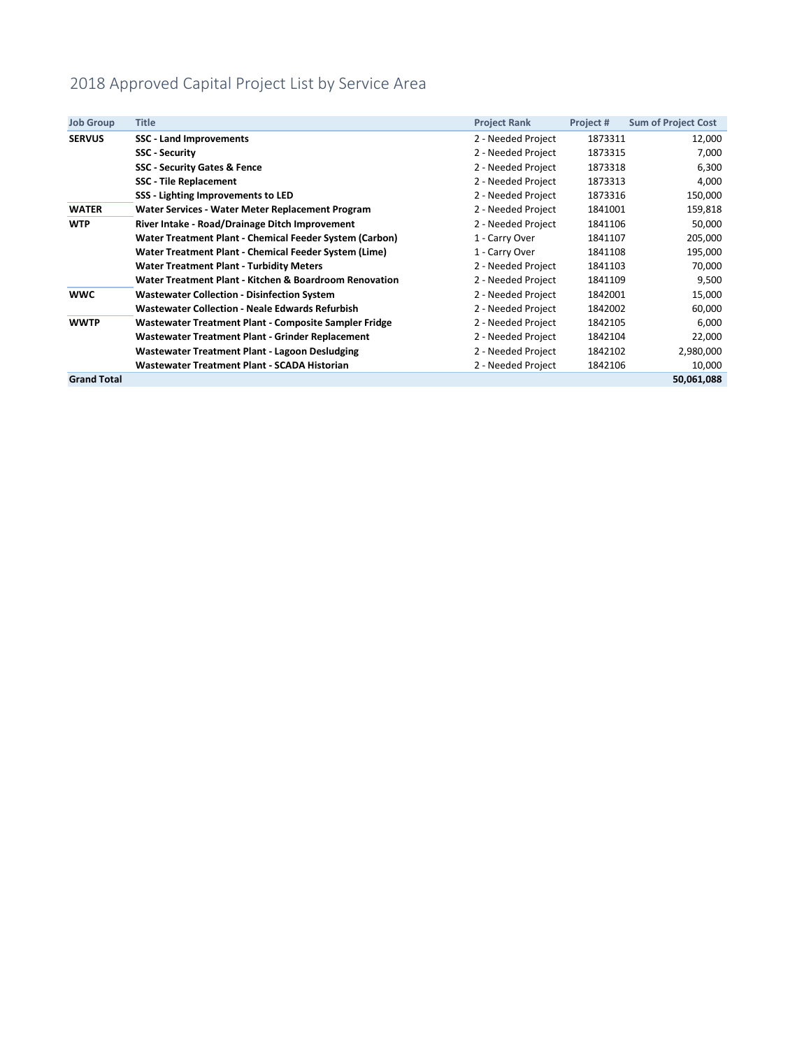# 2018 Approved Capital Project List by Service Area

| Job Group | Title | Project Rank | Project # | Sum of Project Cost |
|---|---|---|---|---|
| **SERVUS** | **SSC - Land Improvements** | 2 - Needed Project | 1873311 | 12,000 |
| | **SSC - Security** | 2 - Needed Project | 1873315 | 7,000 |
| | **SSC - Security Gates & Fence** | 2 - Needed Project | 1873318 | 6,300 |
| | **SSC - Tile Replacement** | 2 - Needed Project | 1873313 | 4,000 |
| | **SSS - Lighting Improvements to LED** | 2 - Needed Project | 1873316 | 150,000 |
| **WATER** | **Water Services - Water Meter Replacement Program** | 2 - Needed Project | 1841001 | 159,818 |
| **WTP** | **River Intake - Road/Drainage Ditch Improvement** | 2 - Needed Project | 1841106 | 50,000 |
| | **Water Treatment Plant - Chemical Feeder System (Carbon)** | 1 - Carry Over | 1841107 | 205,000 |
| | **Water Treatment Plant - Chemical Feeder System (Lime)** | 1 - Carry Over | 1841108 | 195,000 |
| | **Water Treatment Plant - Turbidity Meters** | 2 - Needed Project | 1841103 | 70,000 |
| | **Water Treatment Plant - Kitchen & Boardroom Renovation** | 2 - Needed Project | 1841109 | 9,500 |
| **WWC** | **Wastewater Collection - Disinfection System** | 2 - Needed Project | 1842001 | 15,000 |
| | **Wastewater Collection - Neale Edwards Refurbish** | 2 - Needed Project | 1842002 | 60,000 |
| **WWTP** | **Wastewater Treatment Plant - Composite Sampler Fridge** | 2 - Needed Project | 1842105 | 6,000 |
| | **Wastewater Treatment Plant - Grinder Replacement** | 2 - Needed Project | 1842104 | 22,000 |
| | **Wastewater Treatment Plant - Lagoon Desludging** | 2 - Needed Project | 1842102 | 2,980,000 |
| | **Wastewater Treatment Plant - SCADA Historian** | 2 - Needed Project | 1842106 | 10,000 |
| **Grand Total** | | | | **50,061,088** |